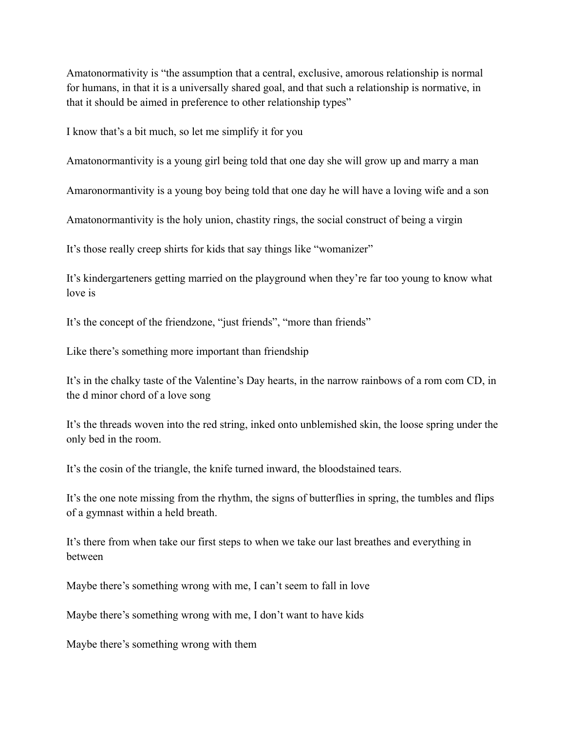Amatonormativity is “the assumption that a central, exclusive, amorous relationship is normal for humans, in that it is a universally shared goal, and that such a relationship is normative, in that it should be aimed in preference to other relationship types”

I know that’s a bit much, so let me simplify it for you

Amatonormantivity is a young girl being told that one day she will grow up and marry a man

Amaronormantivity is a young boy being told that one day he will have a loving wife and a son

Amatonormantivity is the holy union, chastity rings, the social construct of being a virgin

It’s those really creep shirts for kids that say things like “womanizer”

It’s kindergarteners getting married on the playground when they’re far too young to know what love is

It’s the concept of the friendzone, “just friends”, “more than friends”

Like there’s something more important than friendship

It’s in the chalky taste of the Valentine’s Day hearts, in the narrow rainbows of a rom com CD, in the d minor chord of a love song

It’s the threads woven into the red string, inked onto unblemished skin, the loose spring under the only bed in the room.

It’s the cosin of the triangle, the knife turned inward, the bloodstained tears.

It’s the one note missing from the rhythm, the signs of butterflies in spring, the tumbles and flips of a gymnast within a held breath.

It’s there from when take our first steps to when we take our last breathes and everything in between

Maybe there’s something wrong with me, I can’t seem to fall in love

Maybe there’s something wrong with me, I don’t want to have kids

Maybe there’s something wrong with them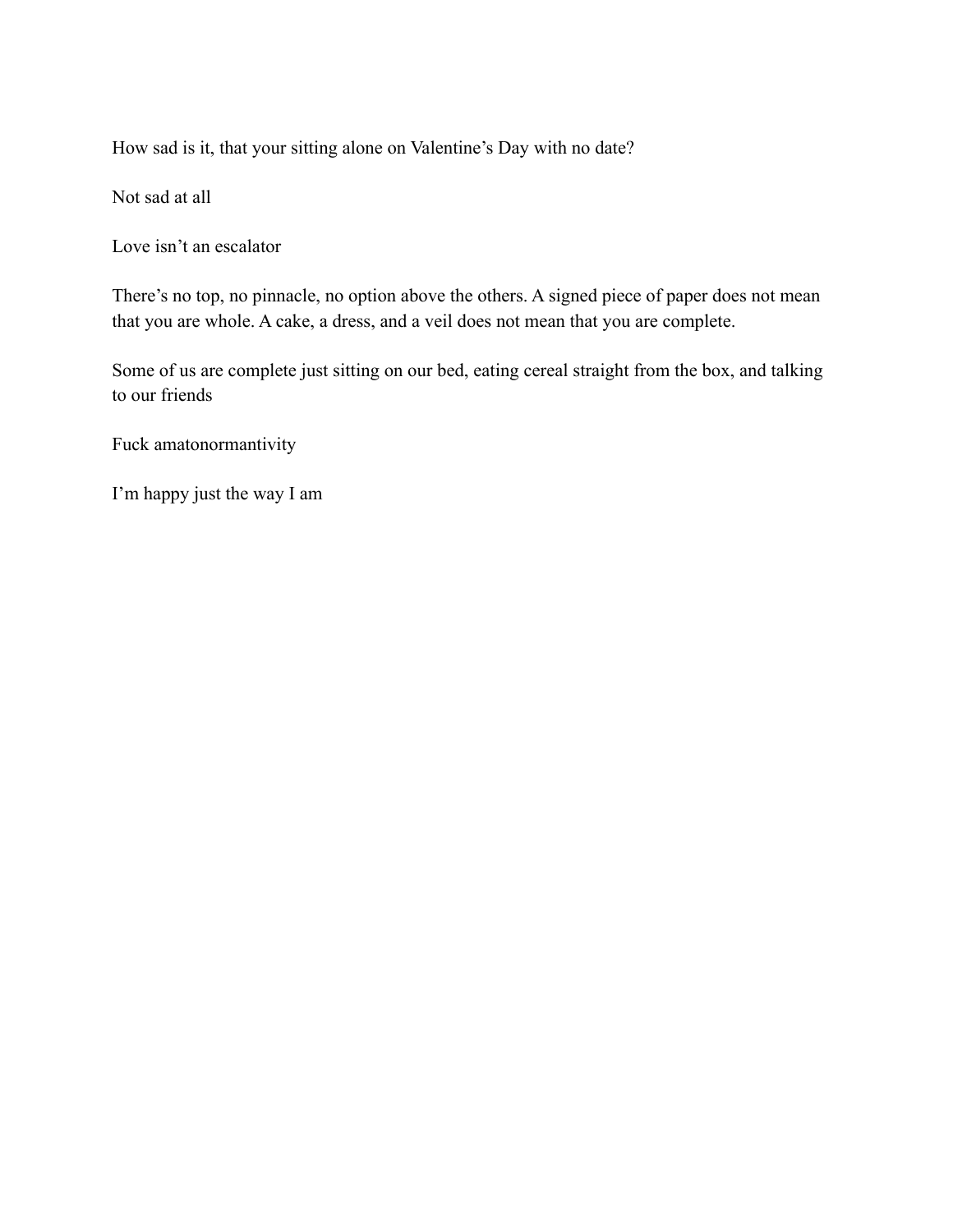How sad is it, that your sitting alone on Valentine's Day with no date?

Not sad at all

Love isn't an escalator

There's no top, no pinnacle, no option above the others. A signed piece of paper does not mean that you are whole. A cake, a dress, and a veil does not mean that you are complete.

Some of us are complete just sitting on our bed, eating cereal straight from the box, and talking to our friends

Fuck amatonormantivity

I'm happy just the way I am